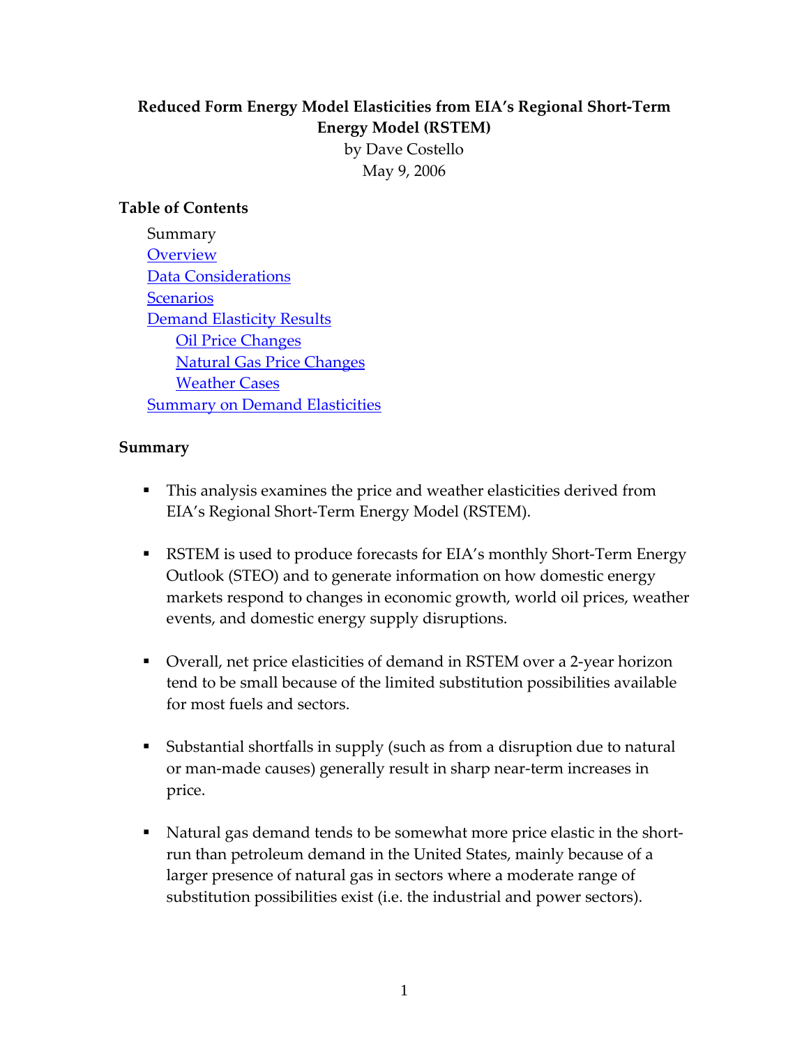# Reduced Form Energy Model Elasticities from EIA's Regional Short-Term Energy Model (RSTEM)

by Dave Costello

May 9, 2006

## Table of Contents

- Summary
- Overview
- Data Considerations
- Scenarios
- Demand Elasticity Results
  - Oil Price Changes
  - Natural Gas Price Changes
  - Weather Cases
- Summary on Demand Elasticities

## Summary

- This analysis examines the price and weather elasticities derived from EIA's Regional Short-Term Energy Model (RSTEM).

- RSTEM is used to produce forecasts for EIA's monthly Short-Term Energy Outlook (STEO) and to generate information on how domestic energy markets respond to changes in economic growth, world oil prices, weather events, and domestic energy supply disruptions.

- Overall, net price elasticities of demand in RSTEM over a 2-year horizon tend to be small because of the limited substitution possibilities available for most fuels and sectors.

- Substantial shortfalls in supply (such as from a disruption due to natural or man-made causes) generally result in sharp near-term increases in price.

- Natural gas demand tends to be somewhat more price elastic in the short-run than petroleum demand in the United States, mainly because of a larger presence of natural gas in sectors where a moderate range of substitution possibilities exist (i.e. the industrial and power sectors).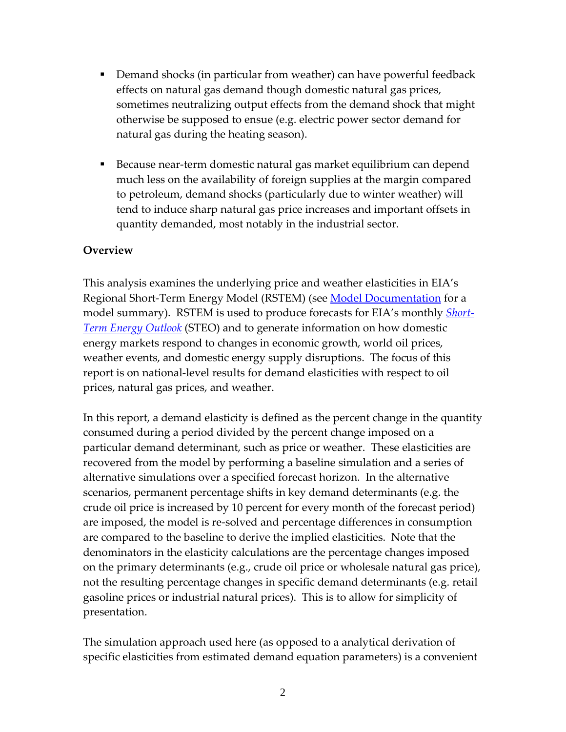- Demand shocks (in particular from weather) can have powerful feedback effects on natural gas demand though domestic natural gas prices, sometimes neutralizing output effects from the demand shock that might otherwise be supposed to ensue (e.g. electric power sector demand for natural gas during the heating season).

- Because near-term domestic natural gas market equilibrium can depend much less on the availability of foreign supplies at the margin compared to petroleum, demand shocks (particularly due to winter weather) will tend to induce sharp natural gas price increases and important offsets in quantity demanded, most notably in the industrial sector.

**Overview**

This analysis examines the underlying price and weather elasticities in EIA's Regional Short-Term Energy Model (RSTEM) (see [Model Documentation]() for a model summary). RSTEM is used to produce forecasts for EIA's monthly [*Short-Term Energy Outlook*]() (STEO) and to generate information on how domestic energy markets respond to changes in economic growth, world oil prices, weather events, and domestic energy supply disruptions. The focus of this report is on national-level results for demand elasticities with respect to oil prices, natural gas prices, and weather.

In this report, a demand elasticity is defined as the percent change in the quantity consumed during a period divided by the percent change imposed on a particular demand determinant, such as price or weather. These elasticities are recovered from the model by performing a baseline simulation and a series of alternative simulations over a specified forecast horizon. In the alternative scenarios, permanent percentage shifts in key demand determinants (e.g. the crude oil price is increased by 10 percent for every month of the forecast period) are imposed, the model is re-solved and percentage differences in consumption are compared to the baseline to derive the implied elasticities. Note that the denominators in the elasticity calculations are the percentage changes imposed on the primary determinants (e.g., crude oil price or wholesale natural gas price), not the resulting percentage changes in specific demand determinants (e.g. retail gasoline prices or industrial natural prices). This is to allow for simplicity of presentation.

The simulation approach used here (as opposed to a analytical derivation of specific elasticities from estimated demand equation parameters) is a convenient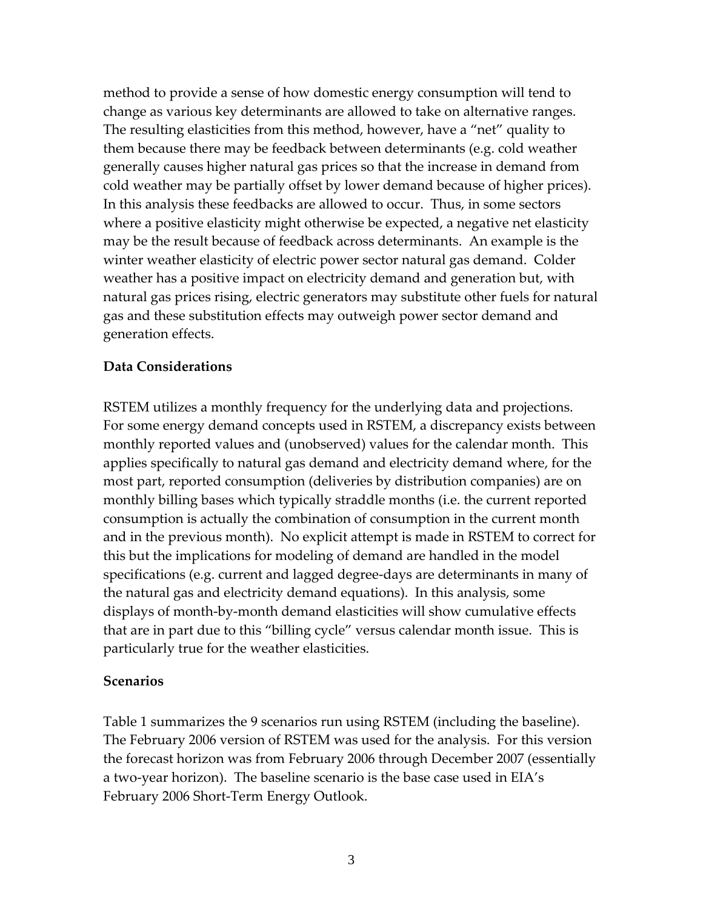method to provide a sense of how domestic energy consumption will tend to change as various key determinants are allowed to take on alternative ranges. The resulting elasticities from this method, however, have a "net" quality to them because there may be feedback between determinants (e.g. cold weather generally causes higher natural gas prices so that the increase in demand from cold weather may be partially offset by lower demand because of higher prices). In this analysis these feedbacks are allowed to occur. Thus, in some sectors where a positive elasticity might otherwise be expected, a negative net elasticity may be the result because of feedback across determinants. An example is the winter weather elasticity of electric power sector natural gas demand. Colder weather has a positive impact on electricity demand and generation but, with natural gas prices rising, electric generators may substitute other fuels for natural gas and these substitution effects may outweigh power sector demand and generation effects.

**Data Considerations**

RSTEM utilizes a monthly frequency for the underlying data and projections. For some energy demand concepts used in RSTEM, a discrepancy exists between monthly reported values and (unobserved) values for the calendar month. This applies specifically to natural gas demand and electricity demand where, for the most part, reported consumption (deliveries by distribution companies) are on monthly billing bases which typically straddle months (i.e. the current reported consumption is actually the combination of consumption in the current month and in the previous month). No explicit attempt is made in RSTEM to correct for this but the implications for modeling of demand are handled in the model specifications (e.g. current and lagged degree-days are determinants in many of the natural gas and electricity demand equations). In this analysis, some displays of month-by-month demand elasticities will show cumulative effects that are in part due to this "billing cycle" versus calendar month issue. This is particularly true for the weather elasticities.

**Scenarios**

Table 1 summarizes the 9 scenarios run using RSTEM (including the baseline). The February 2006 version of RSTEM was used for the analysis. For this version the forecast horizon was from February 2006 through December 2007 (essentially a two-year horizon). The baseline scenario is the base case used in EIA's February 2006 Short-Term Energy Outlook.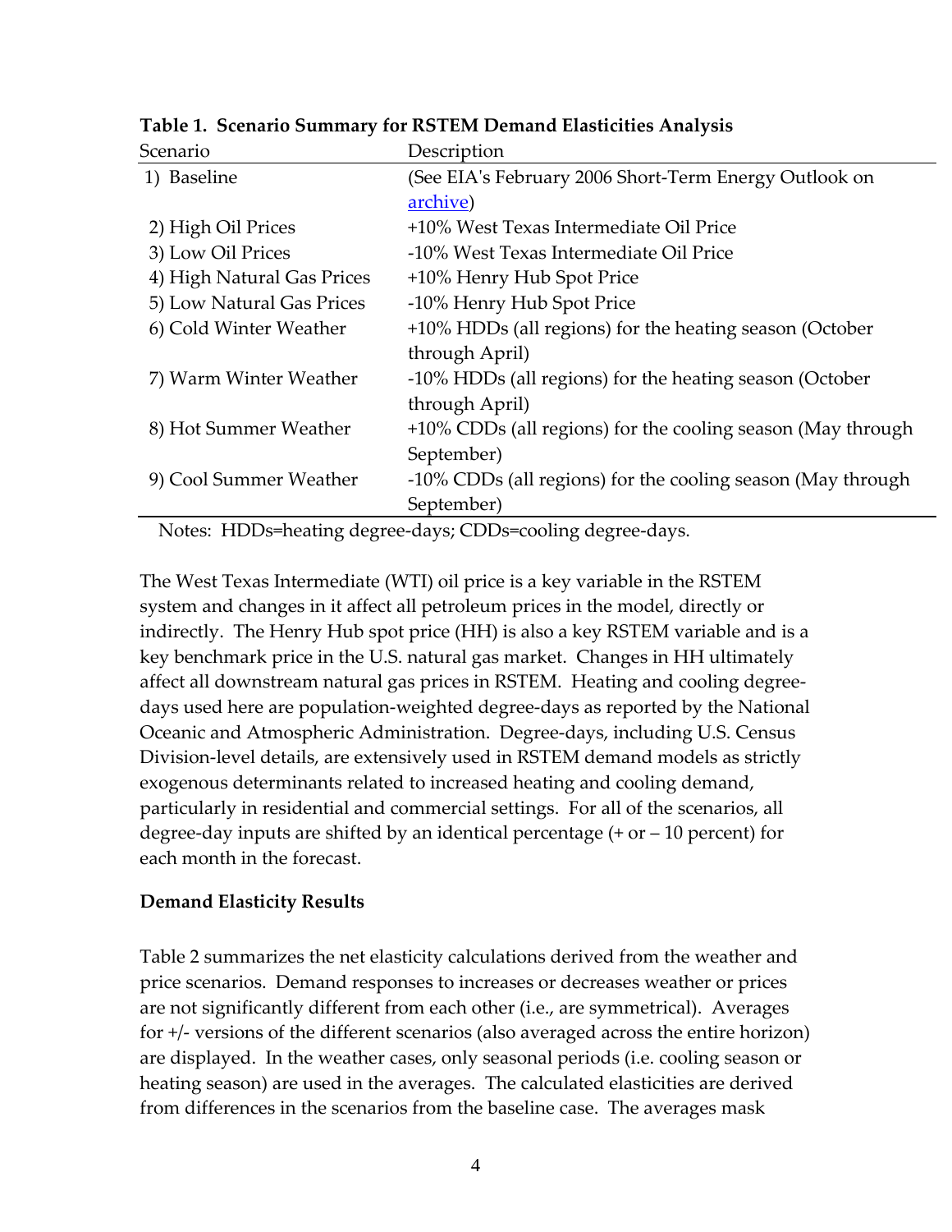**Table 1. Scenario Summary for RSTEM Demand Elasticities Analysis**

| Scenario | Description |
|---|---|
| 1) Baseline | (See EIA's February 2006 Short-Term Energy Outlook on archive) |
| 2) High Oil Prices | +10% West Texas Intermediate Oil Price |
| 3) Low Oil Prices | -10% West Texas Intermediate Oil Price |
| 4) High Natural Gas Prices | +10% Henry Hub Spot Price |
| 5) Low Natural Gas Prices | -10% Henry Hub Spot Price |
| 6) Cold Winter Weather | +10% HDDs (all regions) for the heating season (October through April) |
| 7) Warm Winter Weather | -10% HDDs (all regions) for the heating season (October through April) |
| 8) Hot Summer Weather | +10% CDDs (all regions) for the cooling season (May through September) |
| 9) Cool Summer Weather | -10% CDDs (all regions) for the cooling season (May through September) |

Notes: HDDs=heating degree-days; CDDs=cooling degree-days.

The West Texas Intermediate (WTI) oil price is a key variable in the RSTEM system and changes in it affect all petroleum prices in the model, directly or indirectly. The Henry Hub spot price (HH) is also a key RSTEM variable and is a key benchmark price in the U.S. natural gas market. Changes in HH ultimately affect all downstream natural gas prices in RSTEM. Heating and cooling degree-days used here are population-weighted degree-days as reported by the National Oceanic and Atmospheric Administration. Degree-days, including U.S. Census Division-level details, are extensively used in RSTEM demand models as strictly exogenous determinants related to increased heating and cooling demand, particularly in residential and commercial settings. For all of the scenarios, all degree-day inputs are shifted by an identical percentage (+ or – 10 percent) for each month in the forecast.

**Demand Elasticity Results**

Table 2 summarizes the net elasticity calculations derived from the weather and price scenarios. Demand responses to increases or decreases weather or prices are not significantly different from each other (i.e., are symmetrical). Averages for +/- versions of the different scenarios (also averaged across the entire horizon) are displayed. In the weather cases, only seasonal periods (i.e. cooling season or heating season) are used in the averages. The calculated elasticities are derived from differences in the scenarios from the baseline case. The averages mask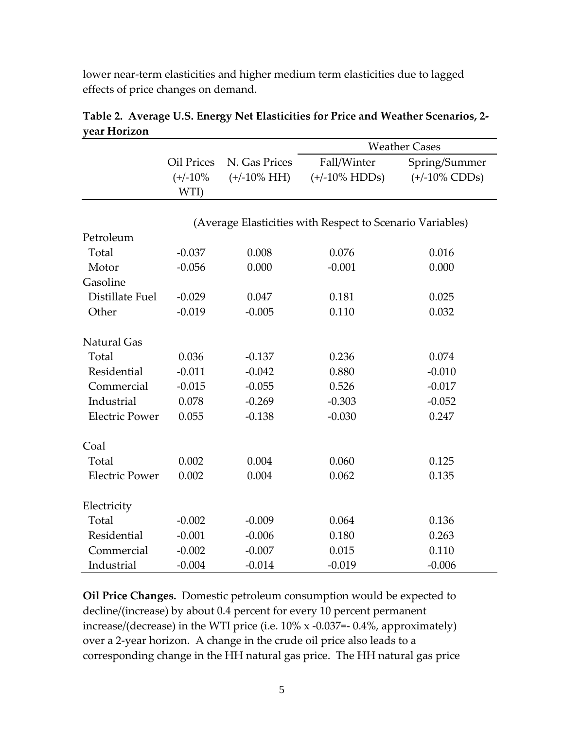lower near-term elasticities and higher medium term elasticities due to lagged effects of price changes on demand.

**Table 2. Average U.S. Energy Net Elasticities for Price and Weather Scenarios, 2-year Horizon**

| | | | Weather Cases | |
|---|---|---|---|---|
| | Oil Prices (+/-10% WTI) | N. Gas Prices (+/-10% HH) | Fall/Winter (+/-10% HDDs) | Spring/Summer (+/-10% CDDs) |
| | (Average Elasticities with Respect to Scenario Variables) | | | |
| Petroleum | | | | |
| Total | -0.037 | 0.008 | 0.076 | 0.016 |
| Motor Gasoline | -0.056 | 0.000 | -0.001 | 0.000 |
| Distillate Fuel | -0.029 | 0.047 | 0.181 | 0.025 |
| Other | -0.019 | -0.005 | 0.110 | 0.032 |
| Natural Gas | | | | |
| Total | 0.036 | -0.137 | 0.236 | 0.074 |
| Residential | -0.011 | -0.042 | 0.880 | -0.010 |
| Commercial | -0.015 | -0.055 | 0.526 | -0.017 |
| Industrial | 0.078 | -0.269 | -0.303 | -0.052 |
| Electric Power | 0.055 | -0.138 | -0.030 | 0.247 |
| Coal | | | | |
| Total | 0.002 | 0.004 | 0.060 | 0.125 |
| Electric Power | 0.002 | 0.004 | 0.062 | 0.135 |
| Electricity | | | | |
| Total | -0.002 | -0.009 | 0.064 | 0.136 |
| Residential | -0.001 | -0.006 | 0.180 | 0.263 |
| Commercial | -0.002 | -0.007 | 0.015 | 0.110 |
| Industrial | -0.004 | -0.014 | -0.019 | -0.006 |

**Oil Price Changes.** Domestic petroleum consumption would be expected to decline/(increase) by about 0.4 percent for every 10 percent permanent increase/(decrease) in the WTI price (i.e. 10% x -0.037=- 0.4%, approximately) over a 2-year horizon. A change in the crude oil price also leads to a corresponding change in the HH natural gas price. The HH natural gas price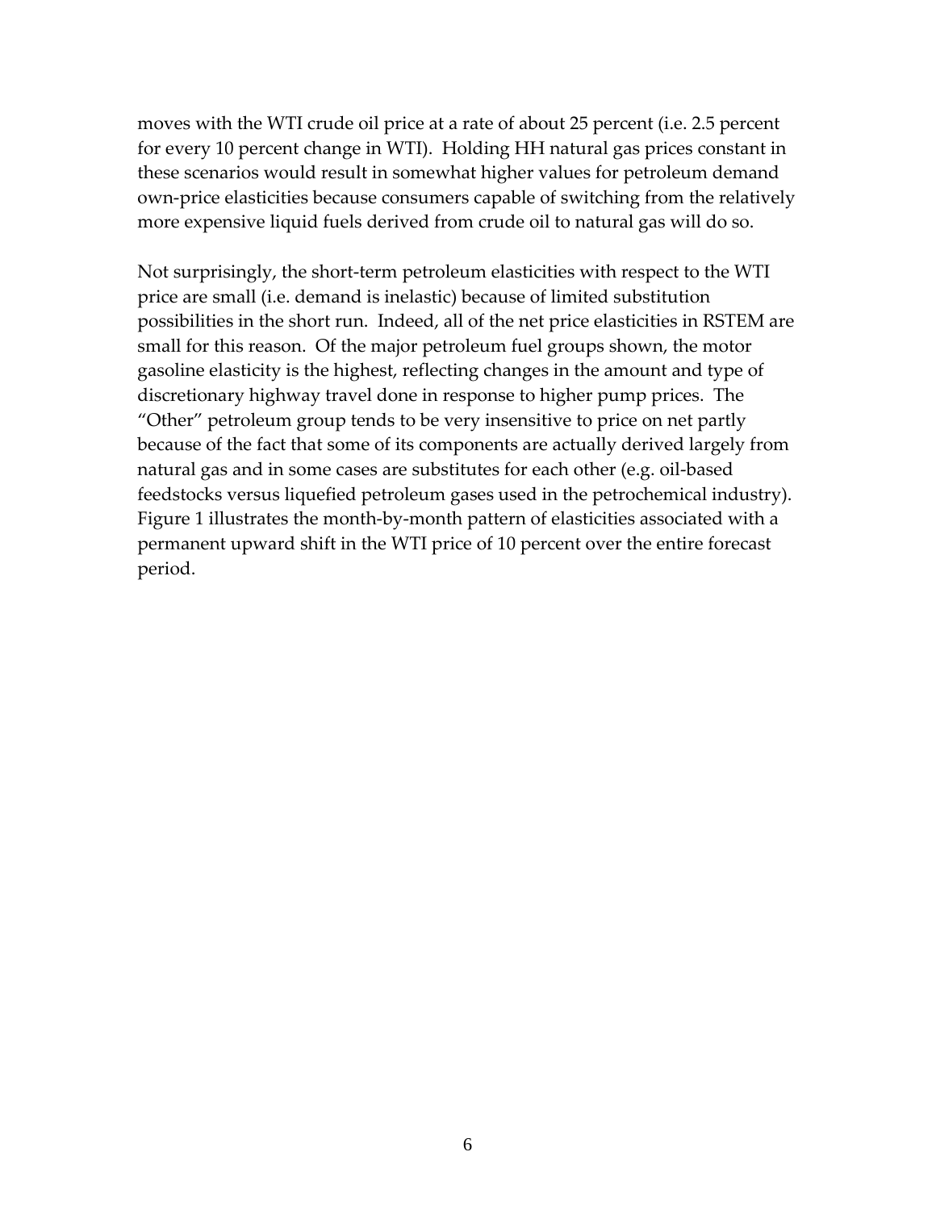moves with the WTI crude oil price at a rate of about 25 percent (i.e. 2.5 percent for every 10 percent change in WTI). Holding HH natural gas prices constant in these scenarios would result in somewhat higher values for petroleum demand own-price elasticities because consumers capable of switching from the relatively more expensive liquid fuels derived from crude oil to natural gas will do so.

Not surprisingly, the short-term petroleum elasticities with respect to the WTI price are small (i.e. demand is inelastic) because of limited substitution possibilities in the short run. Indeed, all of the net price elasticities in RSTEM are small for this reason. Of the major petroleum fuel groups shown, the motor gasoline elasticity is the highest, reflecting changes in the amount and type of discretionary highway travel done in response to higher pump prices. The "Other" petroleum group tends to be very insensitive to price on net partly because of the fact that some of its components are actually derived largely from natural gas and in some cases are substitutes for each other (e.g. oil-based feedstocks versus liquefied petroleum gases used in the petrochemical industry). Figure 1 illustrates the month-by-month pattern of elasticities associated with a permanent upward shift in the WTI price of 10 percent over the entire forecast period.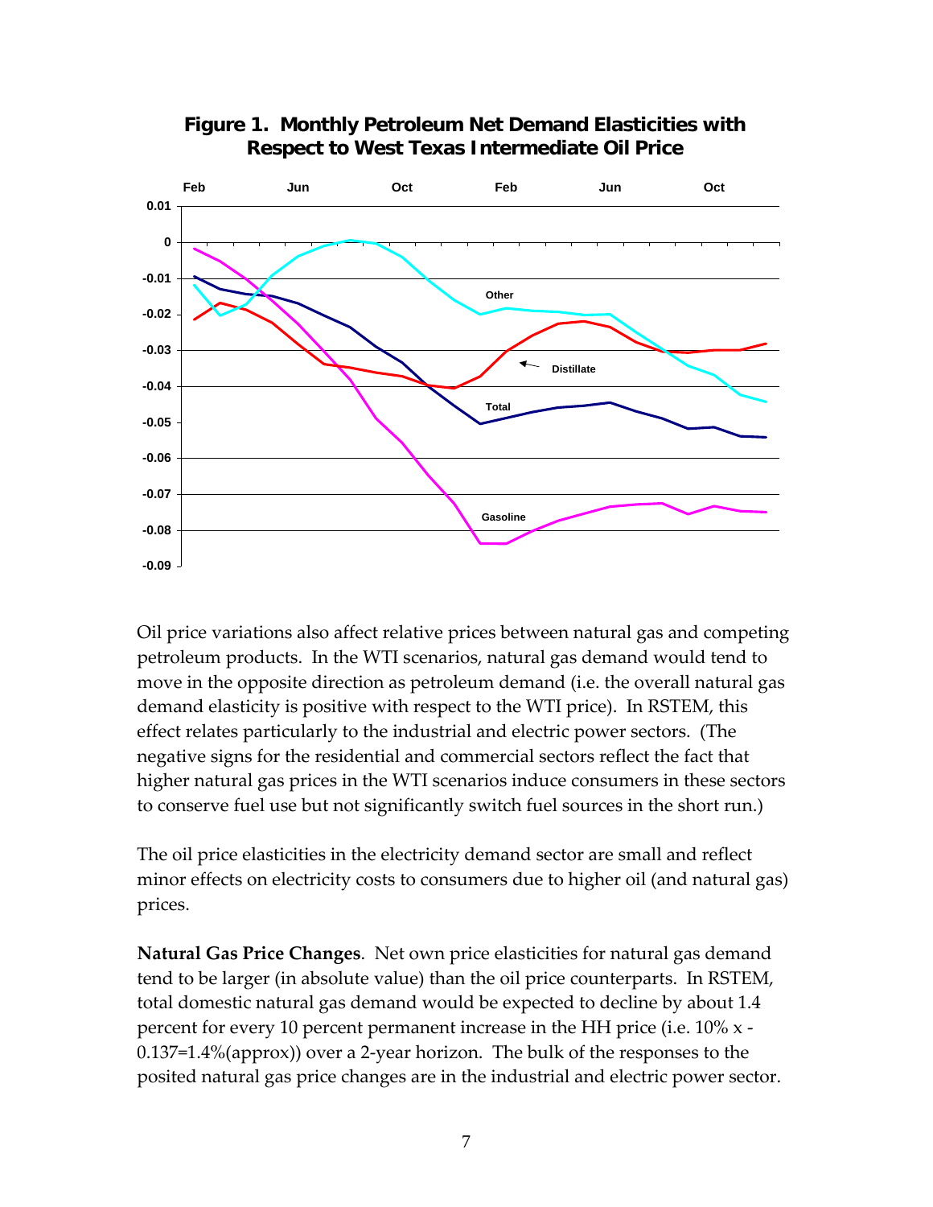**Figure 1. Monthly Petroleum Net Demand Elasticities with Respect to West Texas Intermediate Oil Price**

Oil price variations also affect relative prices between natural gas and competing petroleum products. In the WTI scenarios, natural gas demand would tend to move in the opposite direction as petroleum demand (i.e. the overall natural gas demand elasticity is positive with respect to the WTI price). In RSTEM, this effect relates particularly to the industrial and electric power sectors. (The negative signs for the residential and commercial sectors reflect the fact that higher natural gas prices in the WTI scenarios induce consumers in these sectors to conserve fuel use but not significantly switch fuel sources in the short run.)

The oil price elasticities in the electricity demand sector are small and reflect minor effects on electricity costs to consumers due to higher oil (and natural gas) prices.

**Natural Gas Price Changes**. Net own price elasticities for natural gas demand tend to be larger (in absolute value) than the oil price counterparts. In RSTEM, total domestic natural gas demand would be expected to decline by about 1.4 percent for every 10 percent permanent increase in the HH price (i.e. 10% x -0.137=1.4%(approx)) over a 2-year horizon. The bulk of the responses to the posited natural gas price changes are in the industrial and electric power sector.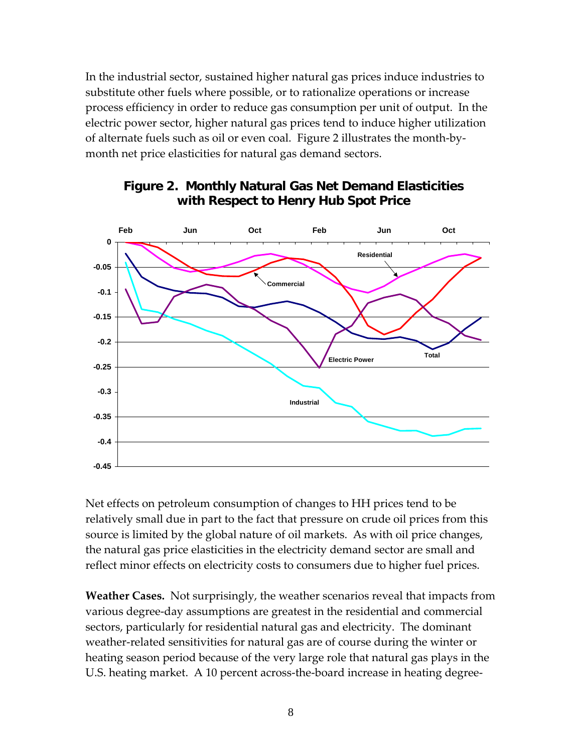In the industrial sector, sustained higher natural gas prices induce industries to substitute other fuels where possible, or to rationalize operations or increase process efficiency in order to reduce gas consumption per unit of output. In the electric power sector, higher natural gas prices tend to induce higher utilization of alternate fuels such as oil or even coal. Figure 2 illustrates the month-by-month net price elasticities for natural gas demand sectors.

**Figure 2. Monthly Natural Gas Net Demand Elasticities with Respect to Henry Hub Spot Price**

Net effects on petroleum consumption of changes to HH prices tend to be relatively small due in part to the fact that pressure on crude oil prices from this source is limited by the global nature of oil markets. As with oil price changes, the natural gas price elasticities in the electricity demand sector are small and reflect minor effects on electricity costs to consumers due to higher fuel prices.

**Weather Cases.** Not surprisingly, the weather scenarios reveal that impacts from various degree-day assumptions are greatest in the residential and commercial sectors, particularly for residential natural gas and electricity. The dominant weather-related sensitivities for natural gas are of course during the winter or heating season period because of the very large role that natural gas plays in the U.S. heating market. A 10 percent across-the-board increase in heating degree-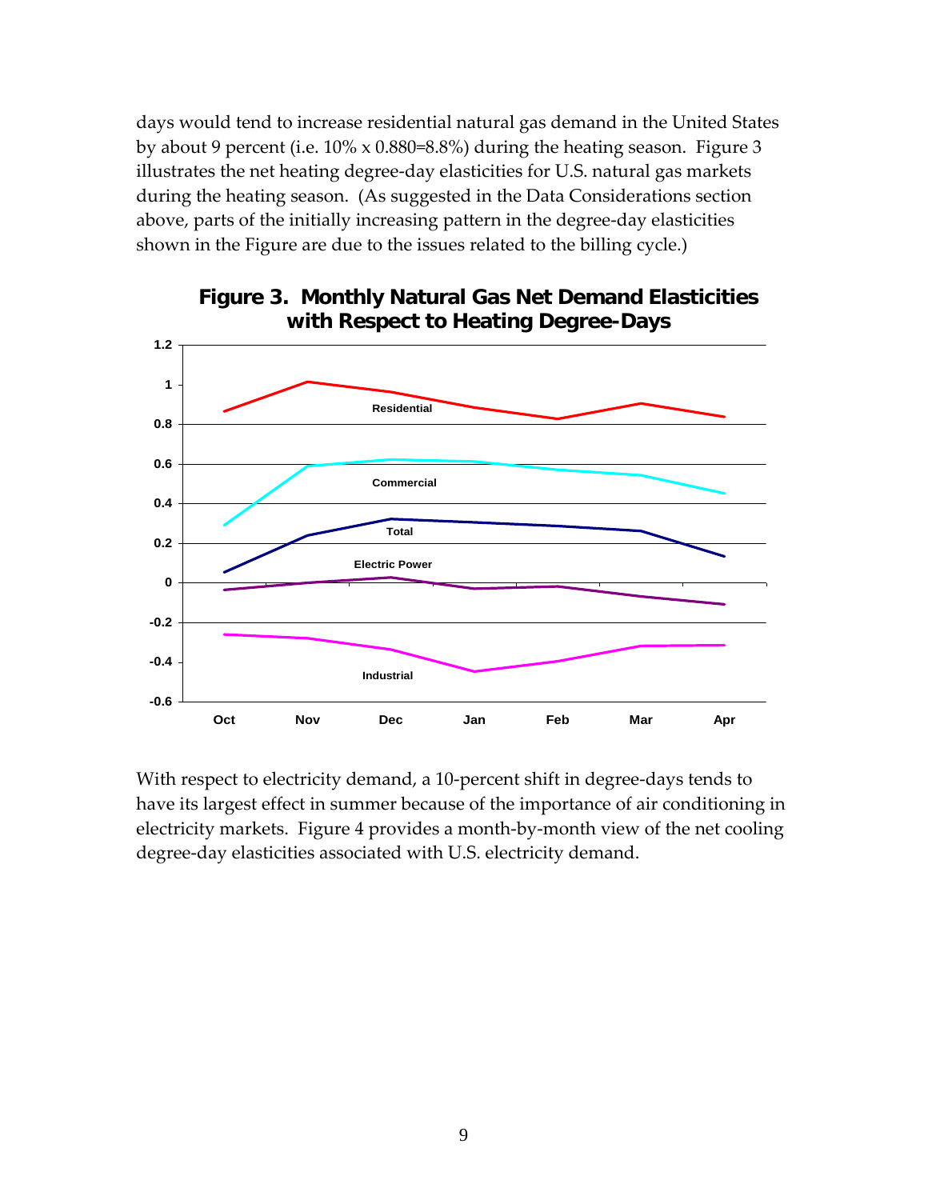days would tend to increase residential natural gas demand in the United States by about 9 percent (i.e. 10% x 0.880=8.8%) during the heating season. Figure 3 illustrates the net heating degree-day elasticities for U.S. natural gas markets during the heating season. (As suggested in the Data Considerations section above, parts of the initially increasing pattern in the degree-day elasticities shown in the Figure are due to the issues related to the billing cycle.)

**Figure 3. Monthly Natural Gas Net Demand Elasticities with Respect to Heating Degree-Days**

With respect to electricity demand, a 10-percent shift in degree-days tends to have its largest effect in summer because of the importance of air conditioning in electricity markets. Figure 4 provides a month-by-month view of the net cooling degree-day elasticities associated with U.S. electricity demand.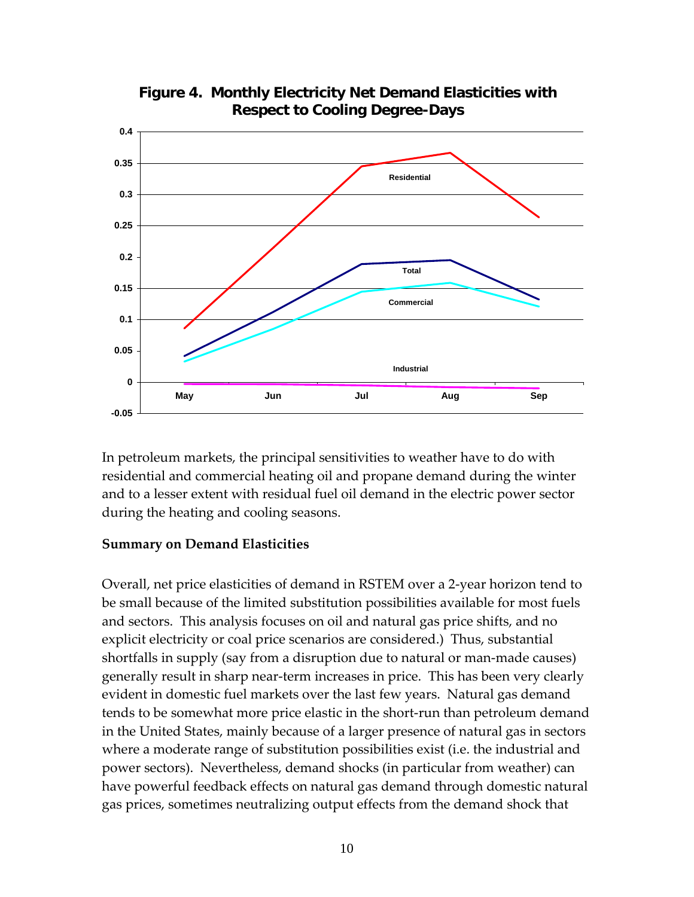**Figure 4. Monthly Electricity Net Demand Elasticities with Respect to Cooling Degree-Days**

In petroleum markets, the principal sensitivities to weather have to do with residential and commercial heating oil and propane demand during the winter and to a lesser extent with residual fuel oil demand in the electric power sector during the heating and cooling seasons.

**Summary on Demand Elasticities**

Overall, net price elasticities of demand in RSTEM over a 2-year horizon tend to be small because of the limited substitution possibilities available for most fuels and sectors. This analysis focuses on oil and natural gas price shifts, and no explicit electricity or coal price scenarios are considered.) Thus, substantial shortfalls in supply (say from a disruption due to natural or man-made causes) generally result in sharp near-term increases in price. This has been very clearly evident in domestic fuel markets over the last few years. Natural gas demand tends to be somewhat more price elastic in the short-run than petroleum demand in the United States, mainly because of a larger presence of natural gas in sectors where a moderate range of substitution possibilities exist (i.e. the industrial and power sectors). Nevertheless, demand shocks (in particular from weather) can have powerful feedback effects on natural gas demand through domestic natural gas prices, sometimes neutralizing output effects from the demand shock that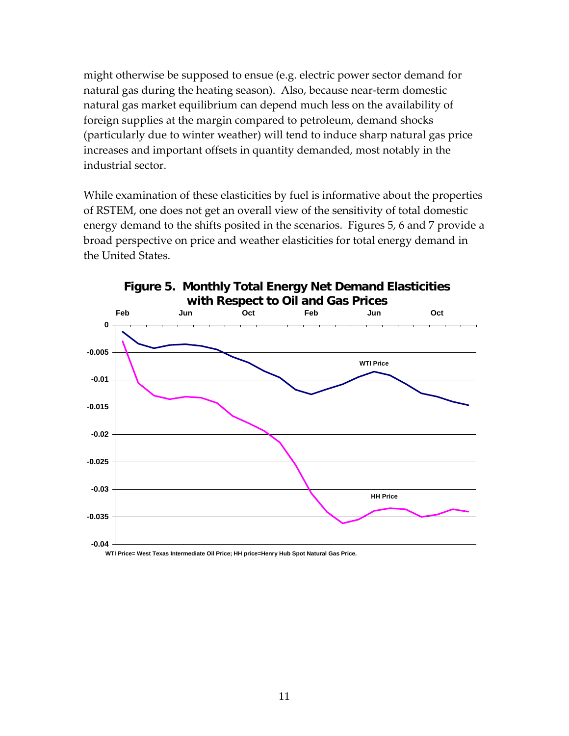might otherwise be supposed to ensue (e.g. electric power sector demand for natural gas during the heating season). Also, because near-term domestic natural gas market equilibrium can depend much less on the availability of foreign supplies at the margin compared to petroleum, demand shocks (particularly due to winter weather) will tend to induce sharp natural gas price increases and important offsets in quantity demanded, most notably in the industrial sector.

While examination of these elasticities by fuel is informative about the properties of RSTEM, one does not get an overall view of the sensitivity of total domestic energy demand to the shifts posited in the scenarios. Figures 5, 6 and 7 provide a broad perspective on price and weather elasticities for total energy demand in the United States.

**Figure 5. Monthly Total Energy Net Demand Elasticities with Respect to Oil and Gas Prices**

WTI Price= West Texas Intermediate Oil Price; HH price=Henry Hub Spot Natural Gas Price.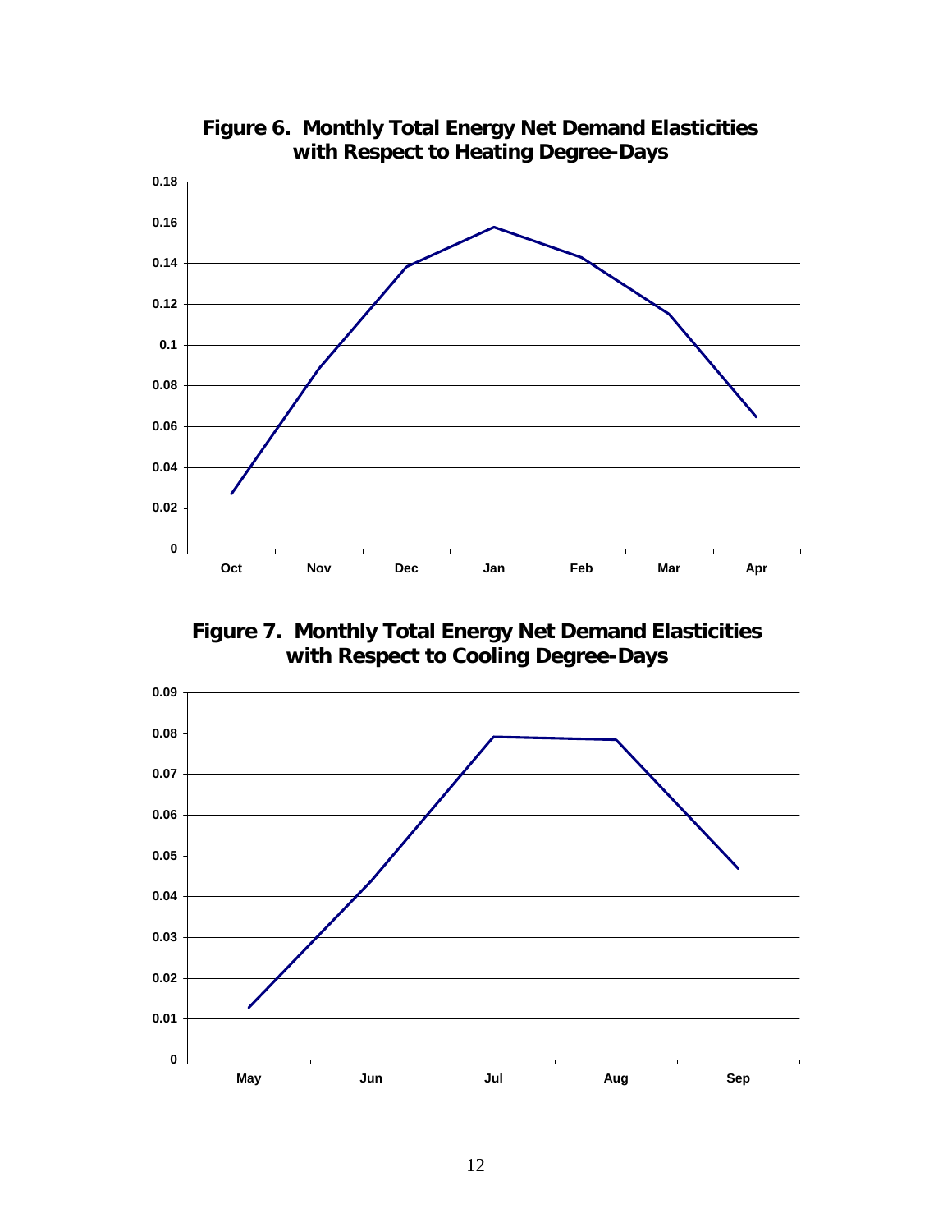**Figure 6. Monthly Total Energy Net Demand Elasticities with Respect to Heating Degree-Days**

0.18
0.16
0.14
0.12
0.1
0.08
0.06
0.04
0.02
0

Oct Nov Dec Jan Feb Mar Apr

**Figure 7. Monthly Total Energy Net Demand Elasticities with Respect to Cooling Degree-Days**

0.09
0.08
0.07
0.06
0.05
0.04
0.03
0.02
0.01
0

May Jun Jul Aug Sep